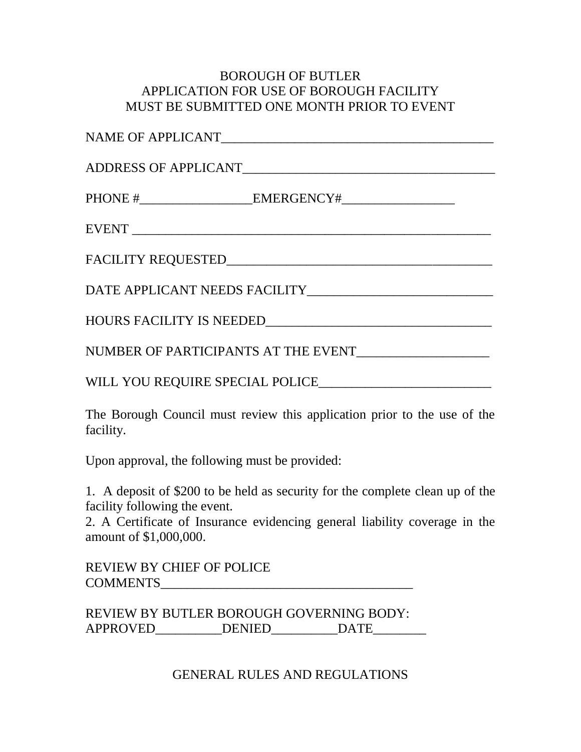# BOROUGH OF BUTLER
## APPLICATION FOR USE OF BOROUGH FACILITY
## MUST BE SUBMITTED ONE MONTH PRIOR TO EVENT

NAME OF APPLICANT________________________________________

ADDRESS OF APPLICANT_____________________________________

PHONE #_________________EMERGENCY#_________________

EVENT ______________________________________________________

FACILITY REQUESTED________________________________________

DATE APPLICANT NEEDS FACILITY____________________________

HOURS FACILITY IS NEEDED__________________________________

NUMBER OF PARTICIPANTS AT THE EVENT____________________

WILL YOU REQUIRE SPECIAL POLICE__________________________

The Borough Council must review this application prior to the use of the facility.

Upon approval, the following must be provided:

1. A deposit of $200 to be held as security for the complete clean up of the facility following the event.
2. A Certificate of Insurance evidencing general liability coverage in the amount of $1,000,000.

REVIEW BY CHIEF OF POLICE
COMMENTS_______________________________________

REVIEW BY BUTLER BOROUGH GOVERNING BODY:
APPROVED__________DENIED__________DATE________

## GENERAL RULES AND REGULATIONS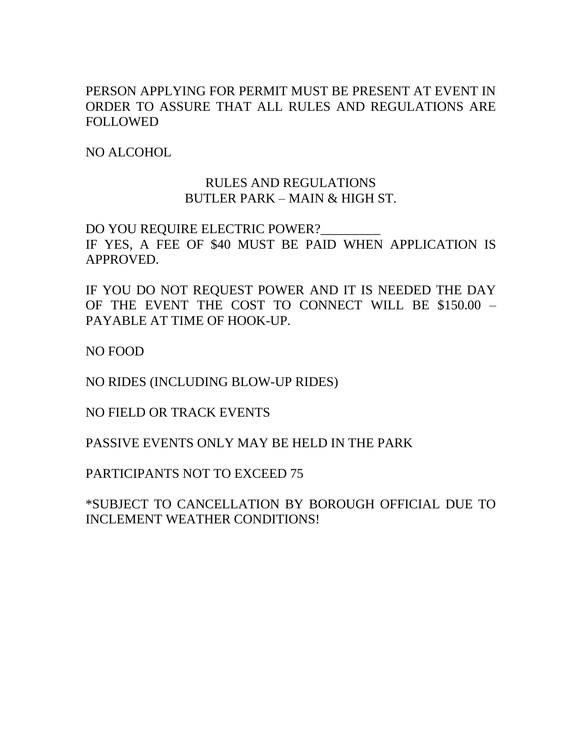PERSON APPLYING FOR PERMIT MUST BE PRESENT AT EVENT IN ORDER TO ASSURE THAT ALL RULES AND REGULATIONS ARE FOLLOWED

NO ALCOHOL

## RULES AND REGULATIONS
## BUTLER PARK – MAIN & HIGH ST.

DO YOU REQUIRE ELECTRIC POWER?_________
IF YES, A FEE OF $40 MUST BE PAID WHEN APPLICATION IS APPROVED.

IF YOU DO NOT REQUEST POWER AND IT IS NEEDED THE DAY OF THE EVENT THE COST TO CONNECT WILL BE $150.00 – PAYABLE AT TIME OF HOOK-UP.

NO FOOD

NO RIDES (INCLUDING BLOW-UP RIDES)

NO FIELD OR TRACK EVENTS

PASSIVE EVENTS ONLY MAY BE HELD IN THE PARK

PARTICIPANTS NOT TO EXCEED 75

*SUBJECT TO CANCELLATION BY BOROUGH OFFICIAL DUE TO INCLEMENT WEATHER CONDITIONS!